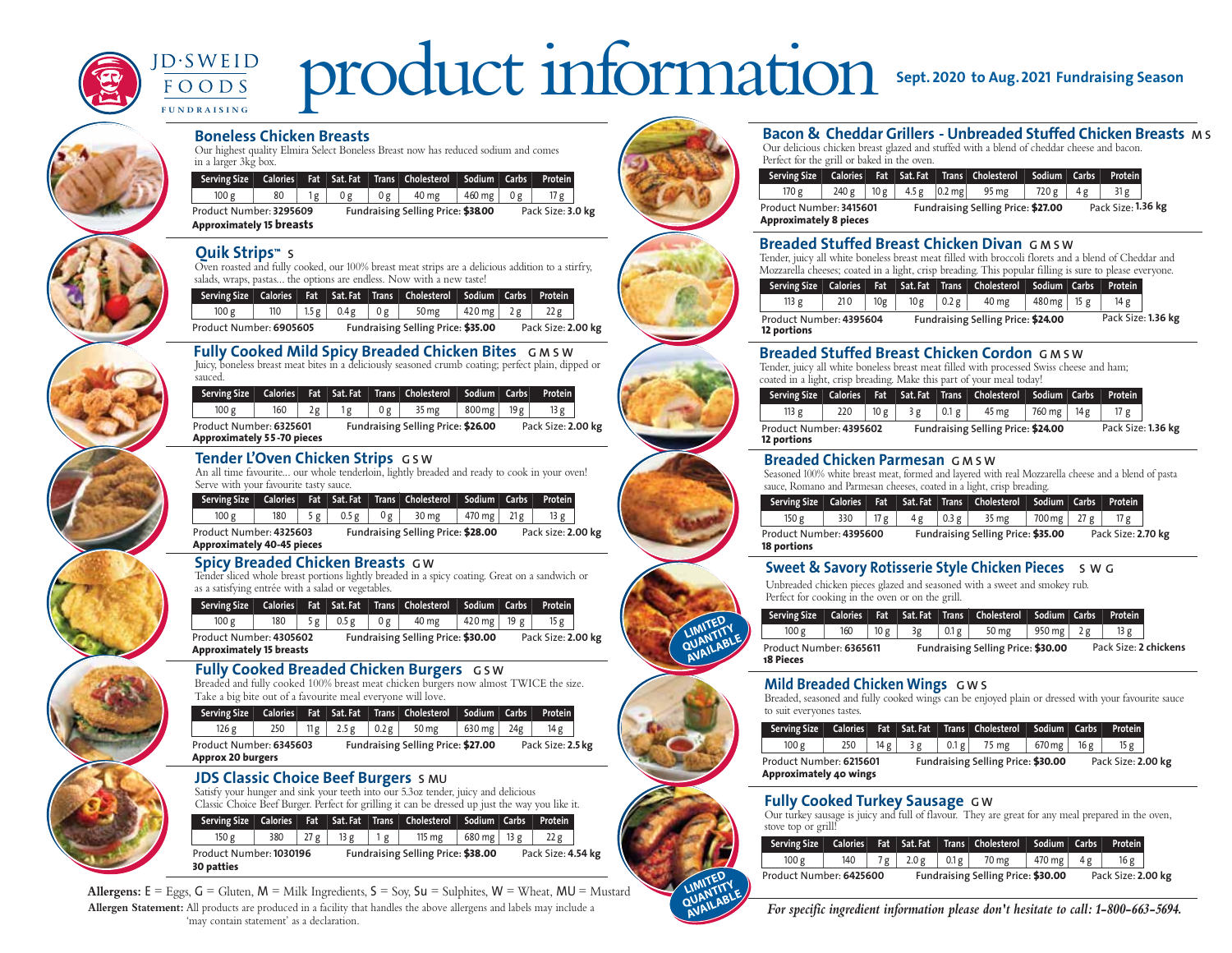# product information

**JD·SWEID FOODS FUNDRAISING**

**Sept. 2020 to Aug. 2021 Fundraising Season**

## Boneless Chicken Breasts

Our highest quality Elmira Select Boneless Breast now has reduced sodium and comes in a larger 3kg box.

| Serving Size | Calories | Fat | Sat. Fat | Trans | Cholesterol | Sodium | Carbs | Protein |
|---|---|---|---|---|---|---|---|---|
| 100 g | 80 | 1 g | 0 g | 0 g | 40 mg | 460 mg | 0 g | 17 g |

Product Number: **3295609** Fundraising Selling Price: **$38.00** Pack Size: **3.0 kg**
**Approximately 15 breasts**

## Quik Strips™ S

Oven roasted and fully cooked, our 100% breast meat strips are a delicious addition to a stirfry, salads, wraps, pastas... the options are endless. Now with a new taste!

| Serving Size | Calories | Fat | Sat. Fat | Trans | Cholesterol | Sodium | Carbs | Protein |
|---|---|---|---|---|---|---|---|---|
| 100 g | 110 | 1.5 g | 0.4 g | 0 g | 50 mg | 420 mg | 2 g | 22 g |

Product Number: **6905605** Fundraising Selling Price: **$35.00** Pack Size: **2.00 kg**

## Fully Cooked Mild Spicy Breaded Chicken Bites G M S W

Juicy, boneless breast meat bites in a deliciously seasoned crumb coating; perfect plain, dipped or sauced.

| Serving Size | Calories | Fat | Sat. Fat | Trans | Cholesterol | Sodium | Carbs | Protein |
|---|---|---|---|---|---|---|---|---|
| 100 g | 160 | 2 g | 1 g | 0 g | 35 mg | 800 mg | 19 g | 13 g |

Product Number: **6325601** Fundraising Selling Price: **$26.00** Pack Size: **2.00 kg**
**Approximately 55-70 pieces**

## Tender L'Oven Chicken Strips G S W

An all time favourite... our whole tenderloin, lightly breaded and ready to cook in your oven! Serve with your favourite tasty sauce.

| Serving Size | Calories | Fat | Sat. Fat | Trans | Cholesterol | Sodium | Carbs | Protein |
|---|---|---|---|---|---|---|---|---|
| 100 g | 180 | 5 g | 0.5 g | 0 g | 30 mg | 470 mg | 21 g | 13 g |

Product Number: **4325603** Fundraising Selling Price: **$28.00** Pack size: **2.00 kg**
**Approximately 40-45 pieces**

## Spicy Breaded Chicken Breasts G W

Tender sliced whole breast portions lightly breaded in a spicy coating. Great on a sandwich or as a satisfying entrée with a salad or vegetables.

| Serving Size | Calories | Fat | Sat. Fat | Trans | Cholesterol | Sodium | Carbs | Protein |
|---|---|---|---|---|---|---|---|---|
| 100 g | 180 | 5 g | 0.5 g | 0 g | 40 mg | 420 mg | 19 g | 15 g |

Product Number: **4305602** Fundraising Selling Price: **$30.00** Pack Size: **2.00 kg**
**Approximately 15 breasts**

## Fully Cooked Breaded Chicken Burgers G S W

Breaded and fully cooked 100% breast meat chicken burgers now almost TWICE the size. Take a big bite out of a favourite meal everyone will love.

| Serving Size | Calories | Fat | Sat. Fat | Trans | Cholesterol | Sodium | Carbs | Protein |
|---|---|---|---|---|---|---|---|---|
| 126 g | 250 | 11 g | 2.5 g | 0.2 g | 50 mg | 630 mg | 24g | 14 g |

Product Number: **6345603** Fundraising Selling Price: **$27.00** Pack Size: **2.5 kg**
**Approx 20 burgers**

## JDS Classic Choice Beef Burgers S MU

Satisfy your hunger and sink your teeth into our 5.3oz tender, juicy and delicious Classic Choice Beef Burger. Perfect for grilling it can be dressed up just the way you like it.

| Serving Size | Calories | Fat | Sat. Fat | Trans | Cholesterol | Sodium | Carbs | Protein |
|---|---|---|---|---|---|---|---|---|
| 150 g | 380 | 27 g | 13 g | 1 g | 115 mg | 680 mg | 13 g | 22 g |

Product Number: **1030196** Fundraising Selling Price: **$38.00** Pack Size: **4.54 kg**
**30 patties**

**Allergens:** E = Eggs, G = Gluten, M = Milk Ingredients, S = Soy, Su = Sulphites, W = Wheat, MU = Mustard

**Allergen Statement:** All products are produced in a facility that handles the above allergens and labels may include a 'may contain statement' as a declaration.

## Bacon & Cheddar Grillers - Unbreaded Stuffed Chicken Breasts M S

Our delicious chicken breast glazed and stuffed with a blend of cheddar cheese and bacon. Perfect for the grill or baked in the oven.

| Serving Size | Calories | Fat | Sat. Fat | Trans | Cholesterol | Sodium | Carbs | Protein |
|---|---|---|---|---|---|---|---|---|
| 170 g | 240 g | 10 g | 4.5 g | 0.2 mg | 95 mg | 720 g | 4 g | 31 g |

Product Number: **3415601** Fundraising Selling Price: **$27.00** Pack Size: **1.36 kg**
**Approximately 8 pieces**

## Breaded Stuffed Breast Chicken Divan G M S W

Tender, juicy all white boneless breast meat filled with broccoli florets and a blend of Cheddar and Mozzarella cheeses; coated in a light, crisp breading. This popular filling is sure to please everyone.

| Serving Size | Calories | Fat | Sat. Fat | Trans | Cholesterol | Sodium | Carbs | Protein |
|---|---|---|---|---|---|---|---|---|
| 113 g | 210 | 10g | 10 g | 0.2 g | 40 mg | 480 mg | 15 g | 14 g |

Product Number: **4395604** Fundraising Selling Price: **$24.00** Pack Size: **1.36 kg**
**12 portions**

## Breaded Stuffed Breast Chicken Cordon G M S W

Tender, juicy all white boneless breast meat filled with processed Swiss cheese and ham; coated in a light, crisp breading. Make this part of your meal today!

| Serving Size | Calories | Fat | Sat. Fat | Trans | Cholesterol | Sodium | Carbs | Protein |
|---|---|---|---|---|---|---|---|---|
| 113 g | 220 | 10 g | 3 g | 0.1 g | 45 mg | 760 mg | 14g | 17 g |

Product Number: **4395602** Fundraising Selling Price: **$24.00** Pack Size: **1.36 kg**
**12 portions**

## Breaded Chicken Parmesan G M S W

Seasoned 100% white breast meat, formed and layered with real Mozzarella cheese and a blend of pasta sauce, Romano and Parmesan cheeses, coated in a light, crisp breading.

| Serving Size | Calories | Fat | Sat. Fat | Trans | Cholesterol | Sodium | Carbs | Protein |
|---|---|---|---|---|---|---|---|---|
| 150 g | 330 | 17 g | 4 g | 0.3 g | 35 mg | 700 mg | 27 g | 17 g |

Product Number: **4395600** Fundraising Selling Price: **$35.00** Pack Size: **2.70 kg**
**18 portions**

## Sweet & Savory Rotisserie Style Chicken Pieces S W G

Unbreaded chicken pieces glazed and seasoned with a sweet and smokey rub. Perfect for cooking in the oven or on the grill.

| Serving Size | Calories | Fat | Sat. Fat | Trans | Cholesterol | Sodium | Carbs | Protein |
|---|---|---|---|---|---|---|---|---|
| 100 g | 160 | 10 g | 3g | 0.1 g | 50 mg | 950 mg | 2 g | 13 g |

Product Number: **6365611** Fundraising Selling Price: **$30.00** Pack Size: **2 chickens**
**18 Pieces**

LIMITED QUANTITY AVAILABLE

## Mild Breaded Chicken Wings G W S

Breaded, seasoned and fully cooked wings can be enjoyed plain or dressed with your favourite sauce to suit everyones tastes.

| Serving Size | Calories | Fat | Sat. Fat | Trans | Cholesterol | Sodium | Carbs | Protein |
|---|---|---|---|---|---|---|---|---|
| 100 g | 250 | 14 g | 3 g | 0.1 g | 75 mg | 670 mg | 16 g | 15 g |

Product Number: **6215601** Fundraising Selling Price: **$30.00** Pack Size: **2.00 kg**
**Approximately 40 wings**

## Fully Cooked Turkey Sausage G W

Our turkey sausage is juicy and full of flavour. They are great for any meal prepared in the oven, stove top or grill!

| Serving Size | Calories | Fat | Sat. Fat | Trans | Cholesterol | Sodium | Carbs | Protein |
|---|---|---|---|---|---|---|---|---|
| 100 g | 140 | 7 g | 2.0 g | 0.1 g | 70 mg | 470 mg | 4 g | 16 g |

Product Number: **6425600** Fundraising Selling Price: **$30.00** Pack Size: **2.00 kg**

LIMITED QUANTITY AVAILABLE

*For specific ingredient information please don't hesitate to call: 1-800-663-5694.*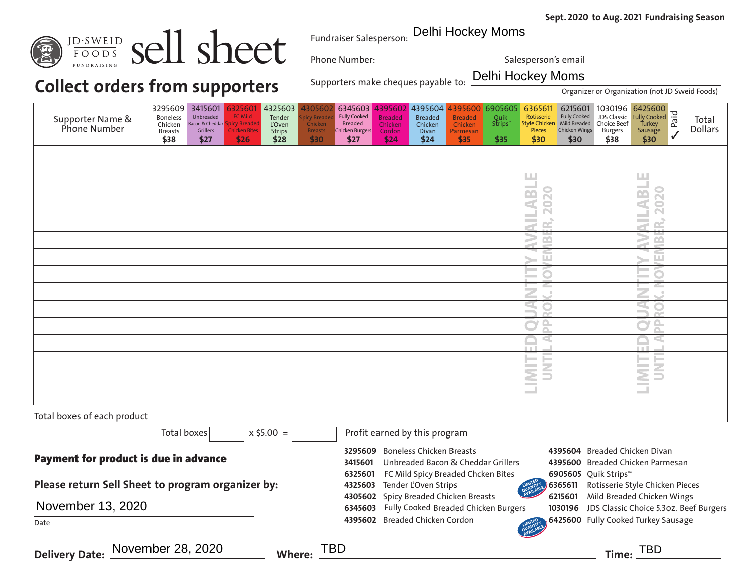Sept. 2020 to Aug. 2021 Fundraising Season

JD·SWEID FOODS FUNDRAISING

# sell sheet

Fundraiser Salesperson: Delhi Hockey Moms

Phone Number: ____________________ Salesperson's email ____________________

Supporters make cheques payable to: Delhi Hockey Moms

Organizer or Organization (not JD Sweid Foods)

## Collect orders from supporters

| Supporter Name & Phone Number | 3295609 Boneless Chicken Breasts $38 | 3415601 Unbreaded Bacon & Cheddar Grillers $27 | 6325601 FC Mild Spicy Breaded Chicken Bites $26 | 4325603 Tender L'Oven Strips $28 | 4305602 Spicy Breaded Chicken Breasts $30 | 6345603 Fully Cooked Breaded Chicken Burgers $27 | 4395602 Breaded Chicken Cordon $24 | 4395604 Breaded Chicken Divan $24 | 4395600 Breaded Chicken Parmesan $35 | 6905605 Quik Strips™ $35 | 6365611 Rotisserie Style Chicken Pieces $30 | 6215601 Fully Cooked Mild Breaded Chicken Wings $30 | 1030196 JDS Classic Choice Beef Burgers $38 | 6425600 Fully Cooked Turkey Sausage $30 | Paid ✓ | Total Dollars |
|---|---|---|---|---|---|---|---|---|---|---|---|---|---|---|---|---|
| | | | | | | | | | | | | | | | | |
| | | | | | | | | | | | LIMITED QUANTITY AVAILABLE UNTIL APPROX. NOVEMBER, 2020 | | | LIMITED QUANTITY AVAILABLE UNTIL APPROX. NOVEMBER, 2020 | | |
| | | | | | | | | | | | | | | | | |
| | | | | | | | | | | | | | | | | |
| | | | | | | | | | | | | | | | | |
| | | | | | | | | | | | | | | | | |
| | | | | | | | | | | | | | | | | |
| | | | | | | | | | | | | | | | | |
| | | | | | | | | | | | | | | | | |
| | | | | | | | | | | | | | | | | |
| | | | | | | | | | | | | | | | | |
| | | | | | | | | | | | | | | | | |
| | | | | | | | | | | | | | | | | |
| | | | | | | | | | | | | | | | | |
| | | | | | | | | | | | | | | | | |
| Total boxes of each product | | | | | | | | | | | | | | | | |

Total boxes ______ x $5.00 = ______ Profit earned by this program

**Payment for product is due in advance**

**Please return Sell Sheet to program organizer by:**

November 13, 2020

Date

3295609 Boneless Chicken Breasts
3415601 Unbreaded Bacon & Cheddar Grillers
6325601 FC Mild Spicy Breaded Chcken Bites
4325603 Tender L'Oven Strips
4305602 Spicy Breaded Chicken Breasts
6345603 Fully Cooked Breaded Chicken Burgers
4395602 Breaded Chicken Cordon
4395604 Breaded Chicken Divan
4395600 Breaded Chicken Parmesan
6905605 Quik Strips™
6365611 Rotisserie Style Chicken Pieces (LIMITED QUANTITY AVAILABLE)
6215601 Mild Breaded Chicken Wings
1030196 JDS Classic Choice 5.3oz. Beef Burgers
6425600 Fully Cooked Turkey Sausage (LIMITED QUANTITY AVAILABLE)

**Delivery Date:** November 28, 2020 **Where:** TBD **Time:** TBD